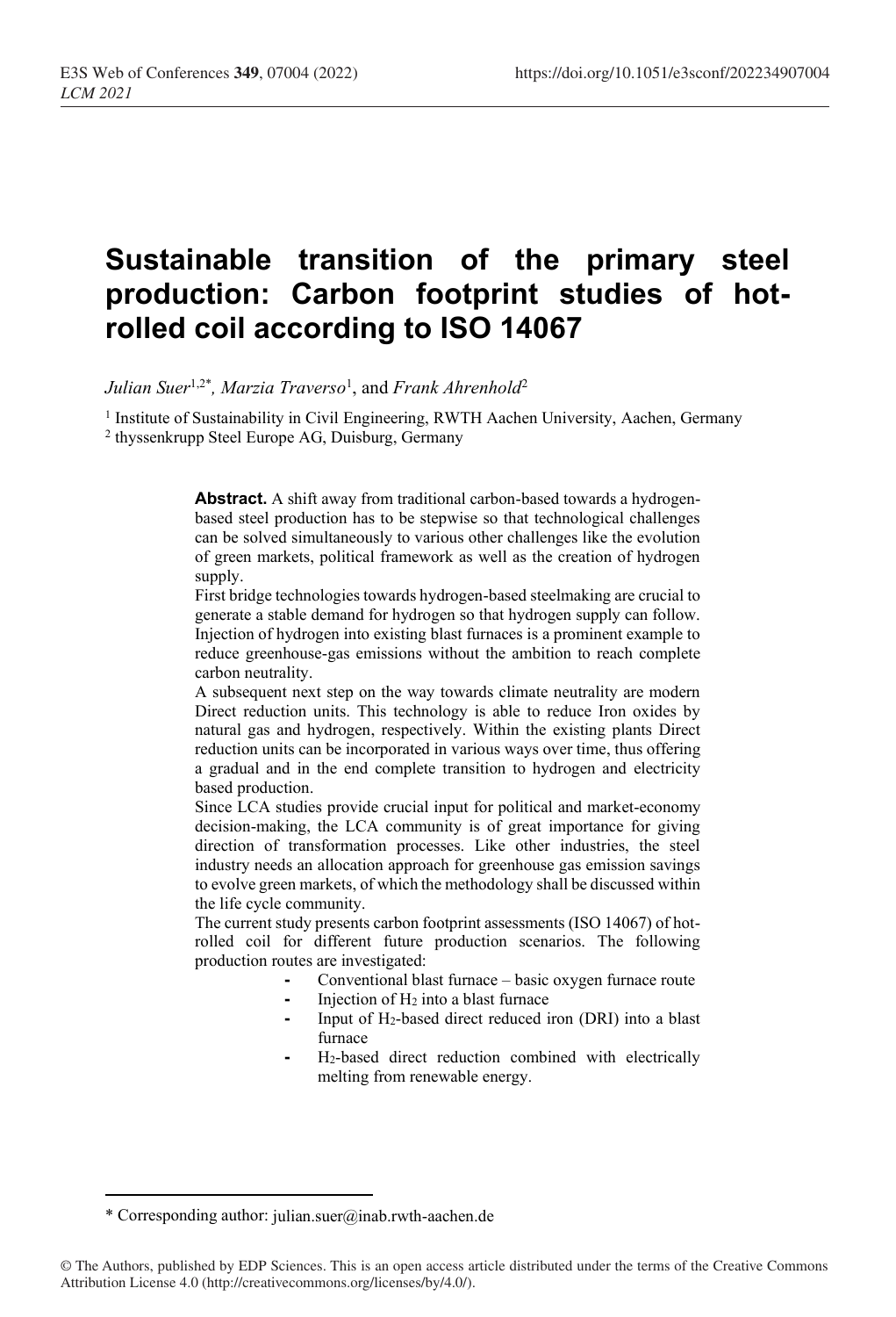# Sustainable transition of the primary steel production: Carbon footprint studies of hot-rolled coil according to ISO 14067

*Julian Suer*[1,2*], *Marzia Traverso*[1], and *Frank Ahrenhold*[2]

[1] Institute of Sustainability in Civil Engineering, RWTH Aachen University, Aachen, Germany

[2] thyssenkrupp Steel Europe AG, Duisburg, Germany

**Abstract.** A shift away from traditional carbon-based towards a hydrogen-based steel production has to be stepwise so that technological challenges can be solved simultaneously to various other challenges like the evolution of green markets, political framework as well as the creation of hydrogen supply.

First bridge technologies towards hydrogen-based steelmaking are crucial to generate a stable demand for hydrogen so that hydrogen supply can follow. Injection of hydrogen into existing blast furnaces is a prominent example to reduce greenhouse-gas emissions without the ambition to reach complete carbon neutrality.

A subsequent next step on the way towards climate neutrality are modern Direct reduction units. This technology is able to reduce Iron oxides by natural gas and hydrogen, respectively. Within the existing plants Direct reduction units can be incorporated in various ways over time, thus offering a gradual and in the end complete transition to hydrogen and electricity based production.

Since LCA studies provide crucial input for political and market-economy decision-making, the LCA community is of great importance for giving direction of transformation processes. Like other industries, the steel industry needs an allocation approach for greenhouse gas emission savings to evolve green markets, of which the methodology shall be discussed within the life cycle community.

The current study presents carbon footprint assessments (ISO 14067) of hot-rolled coil for different future production scenarios. The following production routes are investigated:

- Conventional blast furnace – basic oxygen furnace route
- Injection of $H_2$ into a blast furnace
- Input of $H_2$-based direct reduced iron (DRI) into a blast furnace
- $H_2$-based direct reduction combined with electrically melting from renewable energy.

\* Corresponding author: julian.suer@inab.rwth-aachen.de

© The Authors, published by EDP Sciences. This is an open access article distributed under the terms of the Creative Commons Attribution License 4.0 (http://creativecommons.org/licenses/by/4.0/).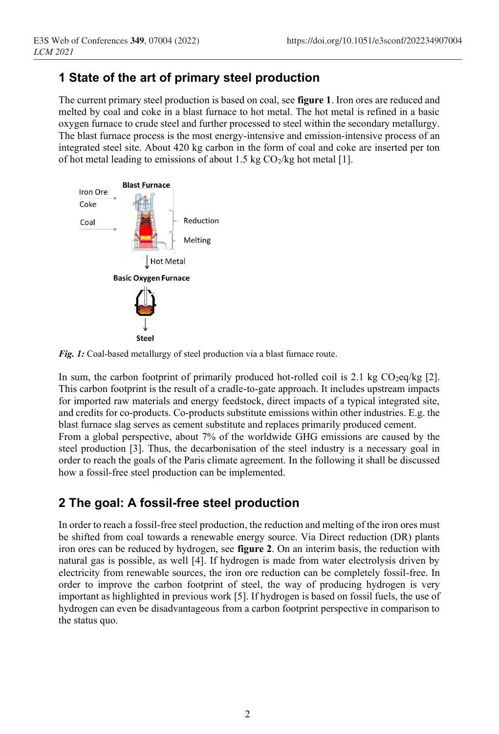## 1 State of the art of primary steel production

The current primary steel production is based on coal, see **figure 1**. Iron ores are reduced and melted by coal and coke in a blast furnace to hot metal. The hot metal is refined in a basic oxygen furnace to crude steel and further processed to steel within the secondary metallurgy. The blast furnace process is the most energy-intensive and emission-intensive process of an integrated steel site. About 420 kg carbon in the form of coal and coke are inserted per ton of hot metal leading to emissions of about 1.5 kg $CO_2$/kg hot metal [1].

***Fig. 1:*** Coal-based metallurgy of steel production via a blast furnace route.

In sum, the carbon footprint of primarily produced hot-rolled coil is 2.1 kg $CO_2$eq/kg [2]. This carbon footprint is the result of a cradle-to-gate approach. It includes upstream impacts for imported raw materials and energy feedstock, direct impacts of a typical integrated site, and credits for co-products. Co-products substitute emissions within other industries. E.g. the blast furnace slag serves as cement substitute and replaces primarily produced cement.
From a global perspective, about 7% of the worldwide GHG emissions are caused by the steel production [3]. Thus, the decarbonisation of the steel industry is a necessary goal in order to reach the goals of the Paris climate agreement. In the following it shall be discussed how a fossil-free steel production can be implemented.

## 2 The goal: A fossil-free steel production

In order to reach a fossil-free steel production, the reduction and melting of the iron ores must be shifted from coal towards a renewable energy source. Via Direct reduction (DR) plants iron ores can be reduced by hydrogen, see **figure 2**. On an interim basis, the reduction with natural gas is possible, as well [4]. If hydrogen is made from water electrolysis driven by electricity from renewable sources, the iron ore reduction can be completely fossil-free. In order to improve the carbon footprint of steel, the way of producing hydrogen is very important as highlighted in previous work [5]. If hydrogen is based on fossil fuels, the use of hydrogen can even be disadvantageous from a carbon footprint perspective in comparison to the status quo.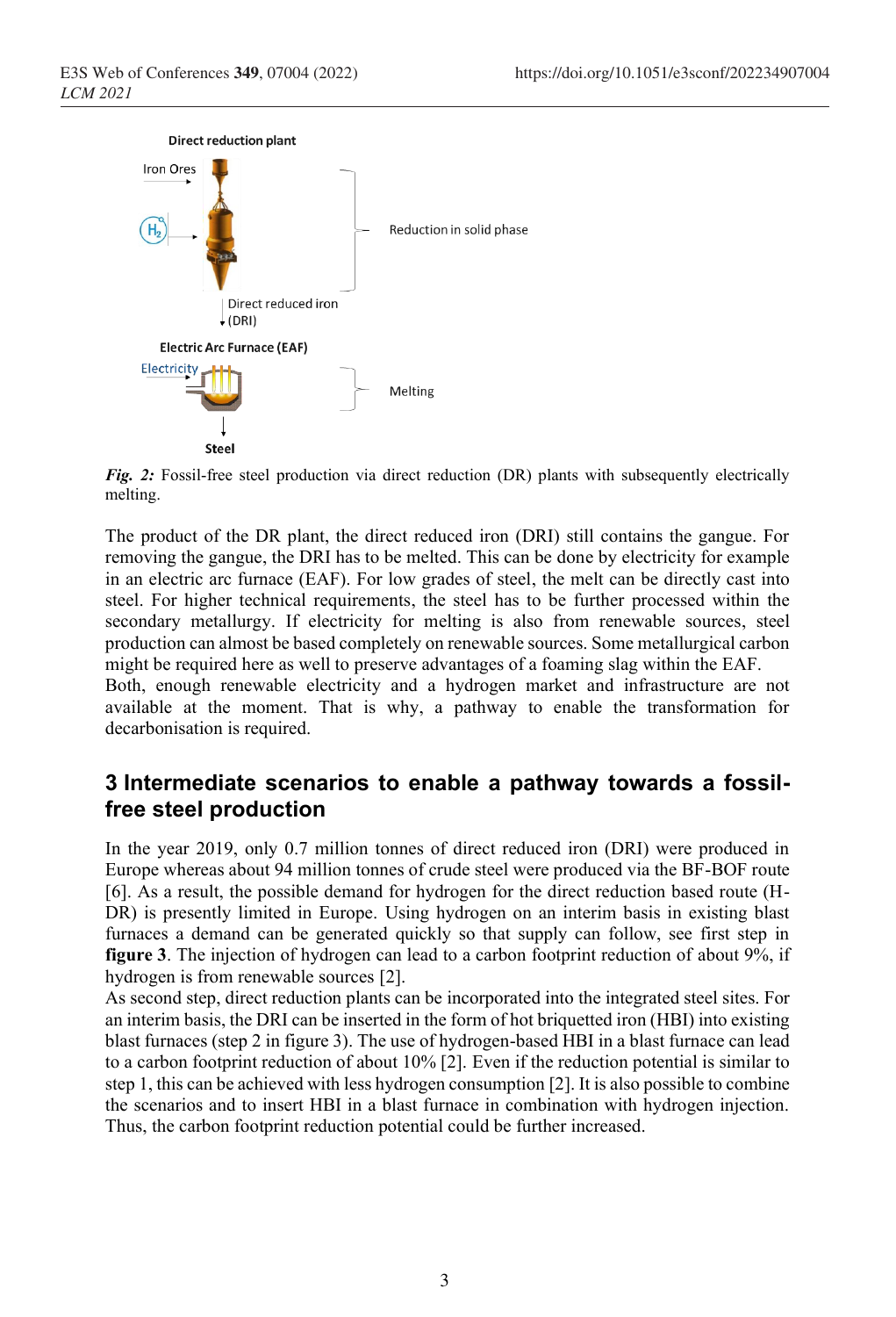*Fig. 2:* Fossil-free steel production via direct reduction (DR) plants with subsequently electrically melting.

The product of the DR plant, the direct reduced iron (DRI) still contains the gangue. For removing the gangue, the DRI has to be melted. This can be done by electricity for example in an electric arc furnace (EAF). For low grades of steel, the melt can be directly cast into steel. For higher technical requirements, the steel has to be further processed within the secondary metallurgy. If electricity for melting is also from renewable sources, steel production can almost be based completely on renewable sources. Some metallurgical carbon might be required here as well to preserve advantages of a foaming slag within the EAF.
Both, enough renewable electricity and a hydrogen market and infrastructure are not available at the moment. That is why, a pathway to enable the transformation for decarbonisation is required.

## 3 Intermediate scenarios to enable a pathway towards a fossil-free steel production

In the year 2019, only 0.7 million tonnes of direct reduced iron (DRI) were produced in Europe whereas about 94 million tonnes of crude steel were produced via the BF-BOF route [6]. As a result, the possible demand for hydrogen for the direct reduction based route (H-DR) is presently limited in Europe. Using hydrogen on an interim basis in existing blast furnaces a demand can be generated quickly so that supply can follow, see first step in **figure 3**. The injection of hydrogen can lead to a carbon footprint reduction of about 9%, if hydrogen is from renewable sources [2].
As second step, direct reduction plants can be incorporated into the integrated steel sites. For an interim basis, the DRI can be inserted in the form of hot briquetted iron (HBI) into existing blast furnaces (step 2 in figure 3). The use of hydrogen-based HBI in a blast furnace can lead to a carbon footprint reduction of about 10% [2]. Even if the reduction potential is similar to step 1, this can be achieved with less hydrogen consumption [2]. It is also possible to combine the scenarios and to insert HBI in a blast furnace in combination with hydrogen injection. Thus, the carbon footprint reduction potential could be further increased.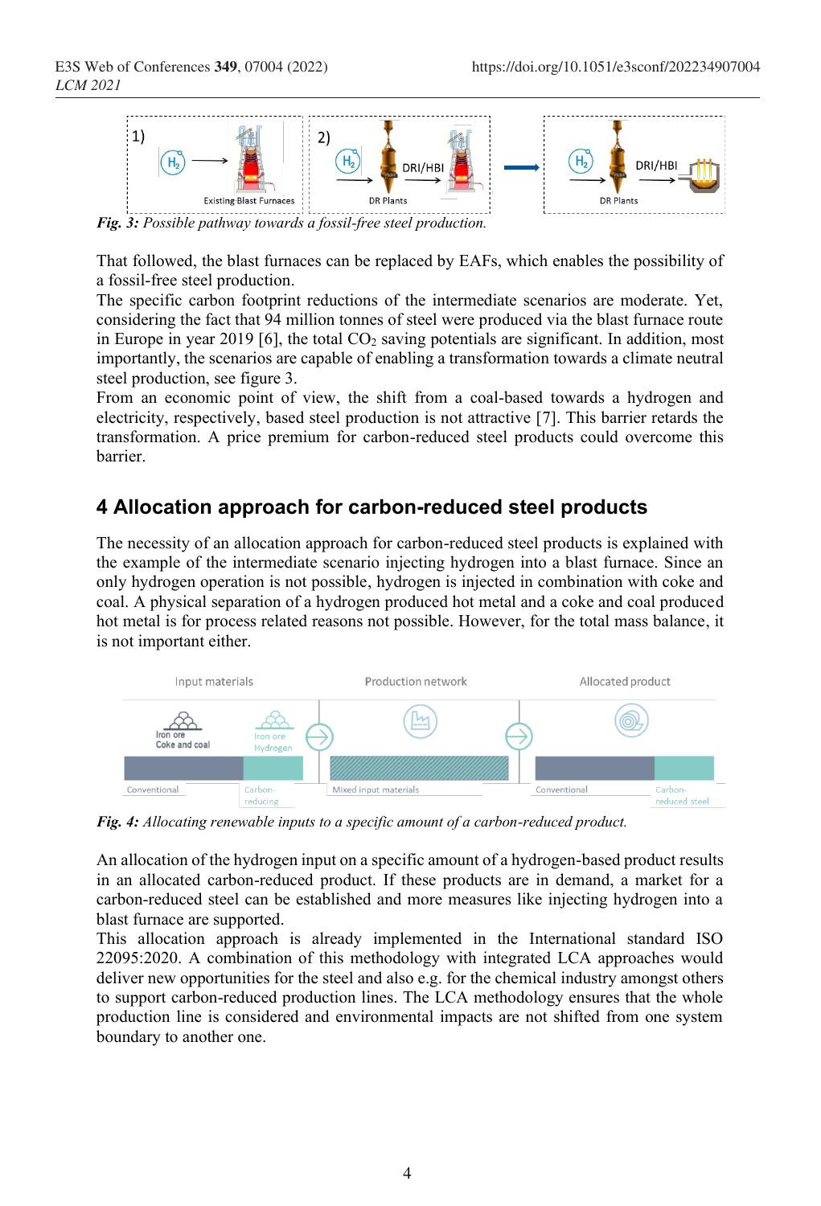*Fig. 3: Possible pathway towards a fossil-free steel production.*

That followed, the blast furnaces can be replaced by EAFs, which enables the possibility of a fossil-free steel production.

The specific carbon footprint reductions of the intermediate scenarios are moderate. Yet, considering the fact that 94 million tonnes of steel were produced via the blast furnace route in Europe in year 2019 [6], the total $CO_2$ saving potentials are significant. In addition, most importantly, the scenarios are capable of enabling a transformation towards a climate neutral steel production, see figure 3.

From an economic point of view, the shift from a coal-based towards a hydrogen and electricity, respectively, based steel production is not attractive [7]. This barrier retards the transformation. A price premium for carbon-reduced steel products could overcome this barrier.

## 4 Allocation approach for carbon-reduced steel products

The necessity of an allocation approach for carbon-reduced steel products is explained with the example of the intermediate scenario injecting hydrogen into a blast furnace. Since an only hydrogen operation is not possible, hydrogen is injected in combination with coke and coal. A physical separation of a hydrogen produced hot metal and a coke and coal produced hot metal is for process related reasons not possible. However, for the total mass balance, it is not important either.

*Fig. 4: Allocating renewable inputs to a specific amount of a carbon-reduced product.*

An allocation of the hydrogen input on a specific amount of a hydrogen-based product results in an allocated carbon-reduced product. If these products are in demand, a market for a carbon-reduced steel can be established and more measures like injecting hydrogen into a blast furnace are supported.

This allocation approach is already implemented in the International standard ISO 22095:2020. A combination of this methodology with integrated LCA approaches would deliver new opportunities for the steel and also e.g. for the chemical industry amongst others to support carbon-reduced production lines. The LCA methodology ensures that the whole production line is considered and environmental impacts are not shifted from one system boundary to another one.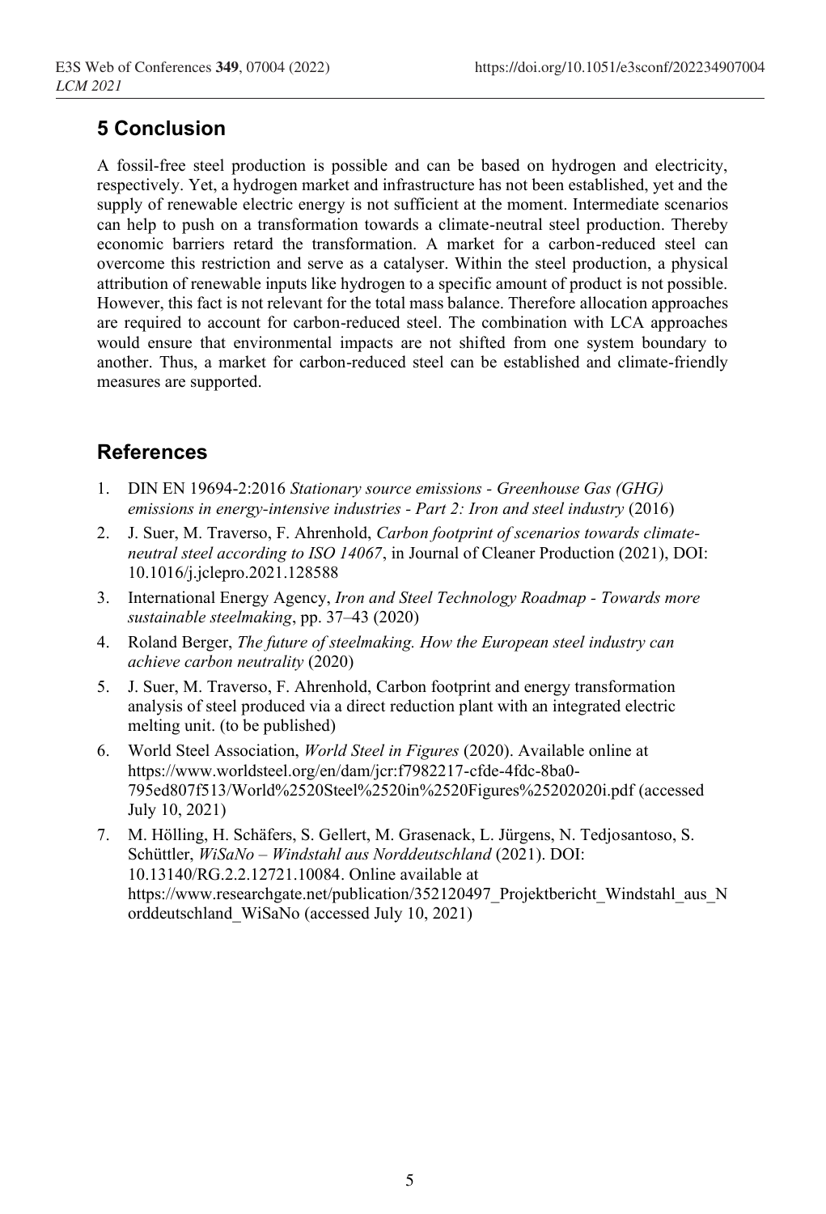## 5 Conclusion

A fossil-free steel production is possible and can be based on hydrogen and electricity, respectively. Yet, a hydrogen market and infrastructure has not been established, yet and the supply of renewable electric energy is not sufficient at the moment. Intermediate scenarios can help to push on a transformation towards a climate-neutral steel production. Thereby economic barriers retard the transformation. A market for a carbon-reduced steel can overcome this restriction and serve as a catalyser. Within the steel production, a physical attribution of renewable inputs like hydrogen to a specific amount of product is not possible. However, this fact is not relevant for the total mass balance. Therefore allocation approaches are required to account for carbon-reduced steel. The combination with LCA approaches would ensure that environmental impacts are not shifted from one system boundary to another. Thus, a market for carbon-reduced steel can be established and climate-friendly measures are supported.

## References

1. DIN EN 19694-2:2016 *Stationary source emissions - Greenhouse Gas (GHG) emissions in energy-intensive industries - Part 2: Iron and steel industry* (2016)
2. J. Suer, M. Traverso, F. Ahrenhold, *Carbon footprint of scenarios towards climate-neutral steel according to ISO 14067*, in Journal of Cleaner Production (2021), DOI: 10.1016/j.jclepro.2021.128588
3. International Energy Agency, *Iron and Steel Technology Roadmap - Towards more sustainable steelmaking*, pp. 37–43 (2020)
4. Roland Berger, *The future of steelmaking. How the European steel industry can achieve carbon neutrality* (2020)
5. J. Suer, M. Traverso, F. Ahrenhold, Carbon footprint and energy transformation analysis of steel produced via a direct reduction plant with an integrated electric melting unit. (to be published)
6. World Steel Association, *World Steel in Figures* (2020). Available online at https://www.worldsteel.org/en/dam/jcr:f7982217-cfde-4fdc-8ba0-795ed807f513/World%2520Steel%2520in%2520Figures%25202020i.pdf (accessed July 10, 2021)
7. M. Hölling, H. Schäfers, S. Gellert, M. Grasenack, L. Jürgens, N. Tedjosantoso, S. Schüttler, *WiSaNo – Windstahl aus Norddeutschland* (2021). DOI: 10.13140/RG.2.2.12721.10084. Online available at https://www.researchgate.net/publication/352120497_Projektbericht_Windstahl_aus_Norddeutschland_WiSaNo (accessed July 10, 2021)